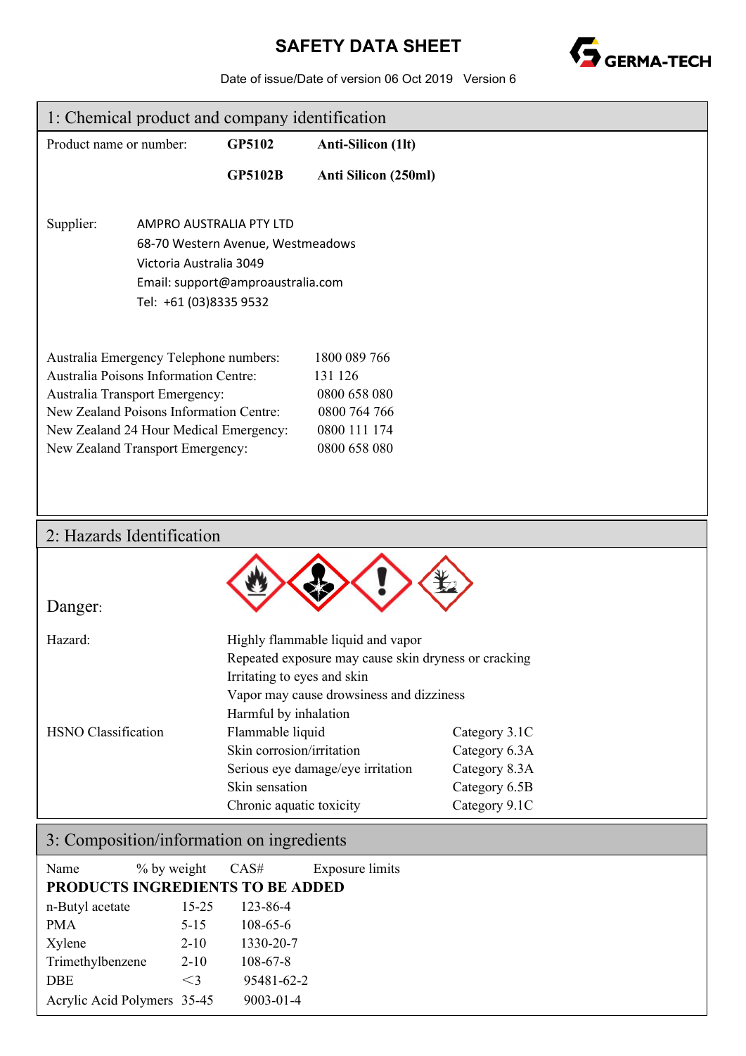# SAFETY DATA SHEET

Date of issue/Date of version 06 Oct 2019 Version 6

## 1: Chemical product and company identification

| Product name or number: | GP5102 | Anti-Silicon (1lt) |
|---|---|---|
| | GP5102B | Anti Silicon (250ml) |

Supplier:
AMPRO AUSTRALIA PTY LTD
68-70 Western Avenue, Westmeadows
Victoria Australia 3049
Email: support@amproaustralia.com
Tel: +61 (03)8335 9532

| | |
|---|---|
| Australia Emergency Telephone numbers: | 1800 089 766 |
| Australia Poisons Information Centre: | 131 126 |
| Australia Transport Emergency: | 0800 658 080 |
| New Zealand Poisons Information Centre: | 0800 764 766 |
| New Zealand 24 Hour Medical Emergency: | 0800 111 174 |
| New Zealand Transport Emergency: | 0800 658 080 |

## 2: Hazards Identification

Danger:

Hazard:
- Highly flammable liquid and vapor
- Repeated exposure may cause skin dryness or cracking
- Irritating to eyes and skin
- Vapor may cause drowsiness and dizziness
- Harmful by inhalation

HSNO Classification

| | |
|---|---|
| Flammable liquid | Category 3.1C |
| Skin corrosion/irritation | Category 6.3A |
| Serious eye damage/eye irritation | Category 8.3A |
| Skin sensation | Category 6.5B |
| Chronic aquatic toxicity | Category 9.1C |

## 3: Composition/information on ingredients

| Name | % by weight | CAS# | Exposure limits |
|---|---|---|---|
| **PRODUCTS INGREDIENTS TO BE ADDED** | | | |
| n-Butyl acetate | 15-25 | 123-86-4 | |
| PMA | 5-15 | 108-65-6 | |
| Xylene | 2-10 | 1330-20-7 | |
| Trimethylbenzene | 2-10 | 108-67-8 | |
| DBE | <3 | 95481-62-2 | |
| Acrylic Acid Polymers | 35-45 | 9003-01-4 | |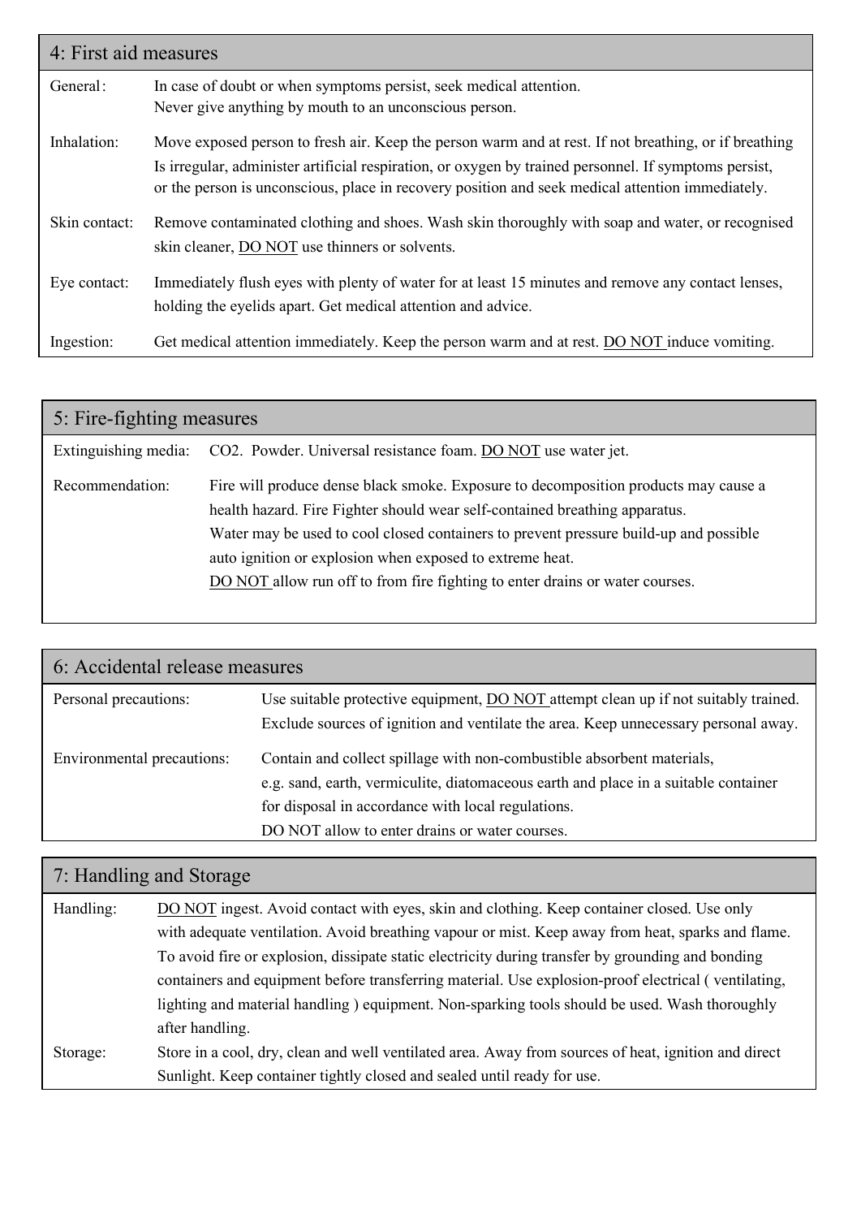## 4: First aid measures

| | |
|---|---|
| General: | In case of doubt or when symptoms persist, seek medical attention. Never give anything by mouth to an unconscious person. |
| Inhalation: | Move exposed person to fresh air. Keep the person warm and at rest. If not breathing, or if breathing Is irregular, administer artificial respiration, or oxygen by trained personnel. If symptoms persist, or the person is unconscious, place in recovery position and seek medical attention immediately. |
| Skin contact: | Remove contaminated clothing and shoes. Wash skin thoroughly with soap and water, or recognised skin cleaner, DO NOT use thinners or solvents. |
| Eye contact: | Immediately flush eyes with plenty of water for at least 15 minutes and remove any contact lenses, holding the eyelids apart. Get medical attention and advice. |
| Ingestion: | Get medical attention immediately. Keep the person warm and at rest. DO NOT induce vomiting. |

## 5: Fire-fighting measures

| | |
|---|---|
| Extinguishing media: | $CO_2$. Powder. Universal resistance foam. DO NOT use water jet. |
| Recommendation: | Fire will produce dense black smoke. Exposure to decomposition products may cause a health hazard. Fire Fighter should wear self-contained breathing apparatus. Water may be used to cool closed containers to prevent pressure build-up and possible auto ignition or explosion when exposed to extreme heat. DO NOT allow run off to from fire fighting to enter drains or water courses. |

## 6: Accidental release measures

| | |
|---|---|
| Personal precautions: | Use suitable protective equipment, DO NOT attempt clean up if not suitably trained. Exclude sources of ignition and ventilate the area. Keep unnecessary personal away. |
| Environmental precautions: | Contain and collect spillage with non-combustible absorbent materials, e.g. sand, earth, vermiculite, diatomaceous earth and place in a suitable container for disposal in accordance with local regulations. DO NOT allow to enter drains or water courses. |

## 7: Handling and Storage

| | |
|---|---|
| Handling: | DO NOT ingest. Avoid contact with eyes, skin and clothing. Keep container closed. Use only with adequate ventilation. Avoid breathing vapour or mist. Keep away from heat, sparks and flame. To avoid fire or explosion, dissipate static electricity during transfer by grounding and bonding containers and equipment before transferring material. Use explosion-proof electrical ( ventilating, lighting and material handling ) equipment. Non-sparking tools should be used. Wash thoroughly after handling. |
| Storage: | Store in a cool, dry, clean and well ventilated area. Away from sources of heat, ignition and direct Sunlight. Keep container tightly closed and sealed until ready for use. |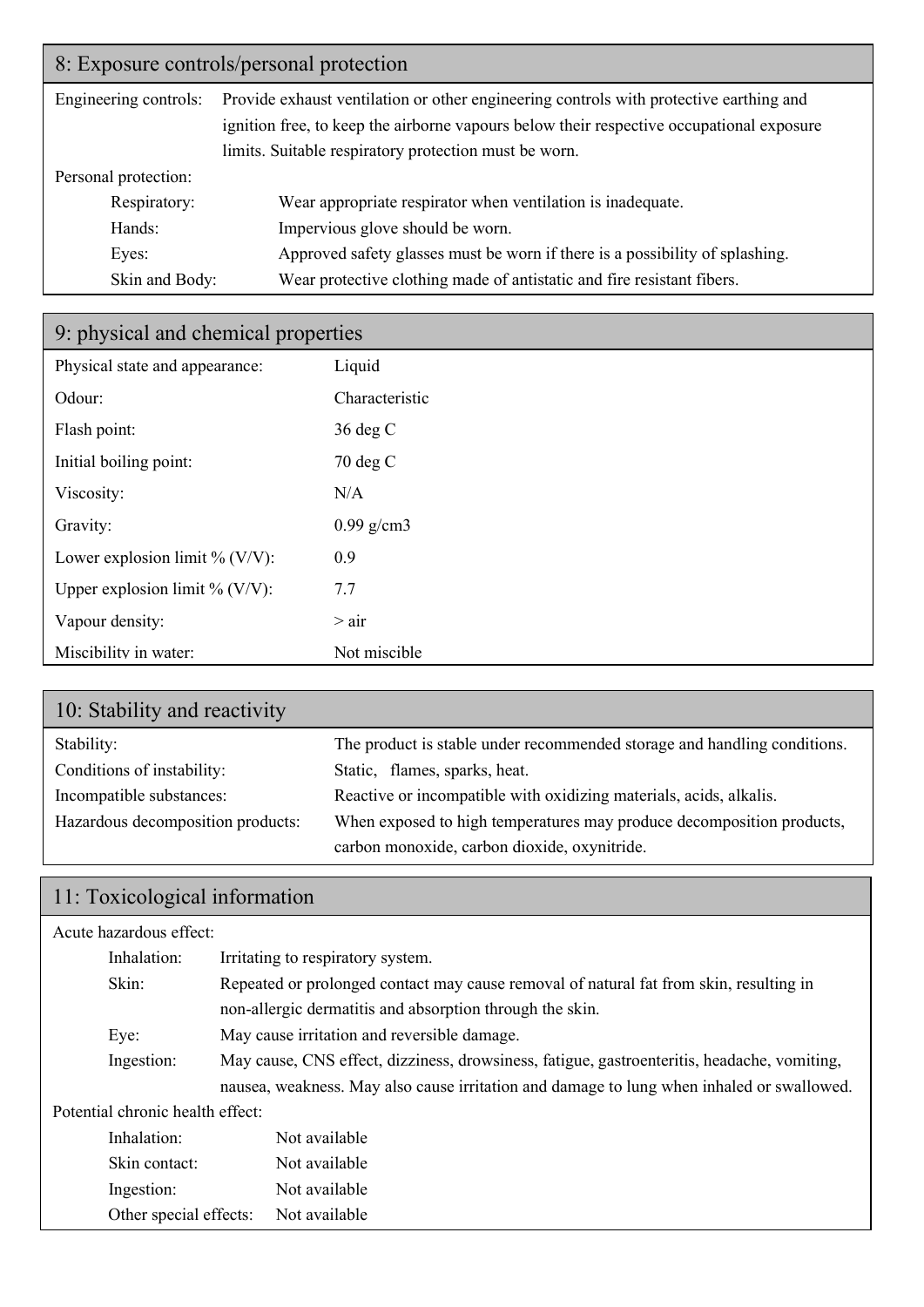## 8: Exposure controls/personal protection

| | |
|---|---|
| Engineering controls: | Provide exhaust ventilation or other engineering controls with protective earthing and ignition free, to keep the airborne vapours below their respective occupational exposure limits. Suitable respiratory protection must be worn. |
| Personal protection: | |
| Respiratory: | Wear appropriate respirator when ventilation is inadequate. |
| Hands: | Impervious glove should be worn. |
| Eyes: | Approved safety glasses must be worn if there is a possibility of splashing. |
| Skin and Body: | Wear protective clothing made of antistatic and fire resistant fibers. |

## 9: physical and chemical properties

| | |
|---|---|
| Physical state and appearance: | Liquid |
| Odour: | Characteristic |
| Flash point: | 36 deg C |
| Initial boiling point: | 70 deg C |
| Viscosity: | N/A |
| Gravity: | 0.99 g/cm3 |
| Lower explosion limit % (V/V): | 0.9 |
| Upper explosion limit % (V/V): | 7.7 |
| Vapour density: | > air |
| Miscibility in water: | Not miscible |

## 10: Stability and reactivity

| | |
|---|---|
| Stability: | The product is stable under recommended storage and handling conditions. |
| Conditions of instability: | Static, flames, sparks, heat. |
| Incompatible substances: | Reactive or incompatible with oxidizing materials, acids, alkalis. |
| Hazardous decomposition products: | When exposed to high temperatures may produce decomposition products, carbon monoxide, carbon dioxide, oxynitride. |

## 11: Toxicological information

Acute hazardous effect:

| | |
|---|---|
| Inhalation: | Irritating to respiratory system. |
| Skin: | Repeated or prolonged contact may cause removal of natural fat from skin, resulting in non-allergic dermatitis and absorption through the skin. |
| Eye: | May cause irritation and reversible damage. |
| Ingestion: | May cause, CNS effect, dizziness, drowsiness, fatigue, gastroenteritis, headache, vomiting, nausea, weakness. May also cause irritation and damage to lung when inhaled or swallowed. |

Potential chronic health effect:

| | |
|---|---|
| Inhalation: | Not available |
| Skin contact: | Not available |
| Ingestion: | Not available |
| Other special effects: | Not available |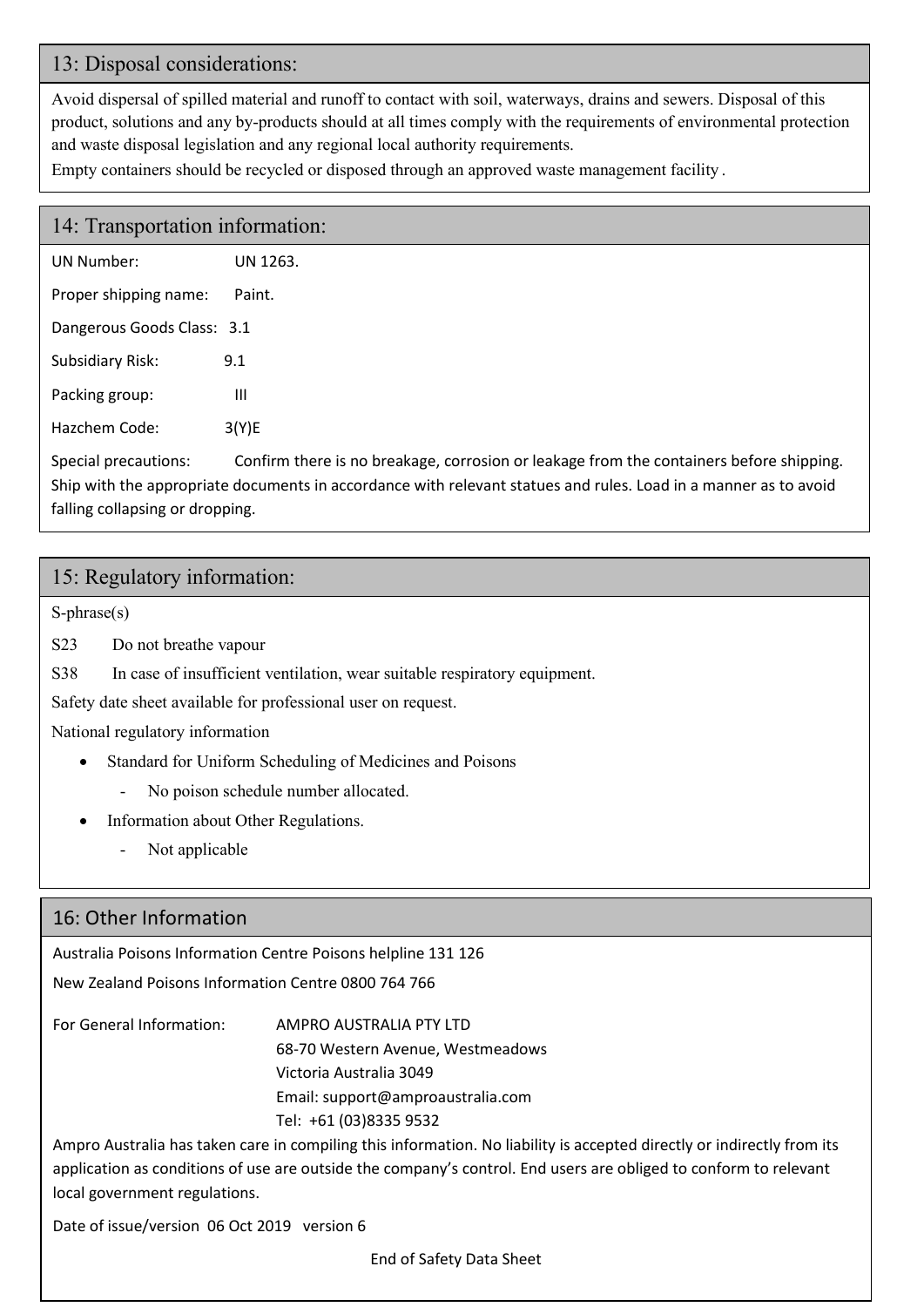## 13: Disposal considerations:

Avoid dispersal of spilled material and runoff to contact with soil, waterways, drains and sewers. Disposal of this product, solutions and any by-products should at all times comply with the requirements of environmental protection and waste disposal legislation and any regional local authority requirements.

Empty containers should be recycled or disposed through an approved waste management facility .

## 14: Transportation information:

UN Number: UN 1263.

Proper shipping name: Paint.

Dangerous Goods Class: 3.1

Subsidiary Risk: 9.1

Packing group: III

Hazchem Code: 3(Y)E

Special precautions: Confirm there is no breakage, corrosion or leakage from the containers before shipping. Ship with the appropriate documents in accordance with relevant statues and rules. Load in a manner as to avoid falling collapsing or dropping.

## 15: Regulatory information:

S-phrase(s)

S23 Do not breathe vapour

S38 In case of insufficient ventilation, wear suitable respiratory equipment.

Safety date sheet available for professional user on request.

National regulatory information

- Standard for Uniform Scheduling of Medicines and Poisons
  - No poison schedule number allocated.
- Information about Other Regulations.
  - Not applicable

## 16: Other Information

Australia Poisons Information Centre Poisons helpline 131 126

New Zealand Poisons Information Centre 0800 764 766

For General Information: AMPRO AUSTRALIA PTY LTD
68-70 Western Avenue, Westmeadows
Victoria Australia 3049
Email: support@amproaustralia.com
Tel: +61 (03)8335 9532

Ampro Australia has taken care in compiling this information. No liability is accepted directly or indirectly from its application as conditions of use are outside the company's control. End users are obliged to conform to relevant local government regulations.

Date of issue/version 06 Oct 2019 version 6

End of Safety Data Sheet